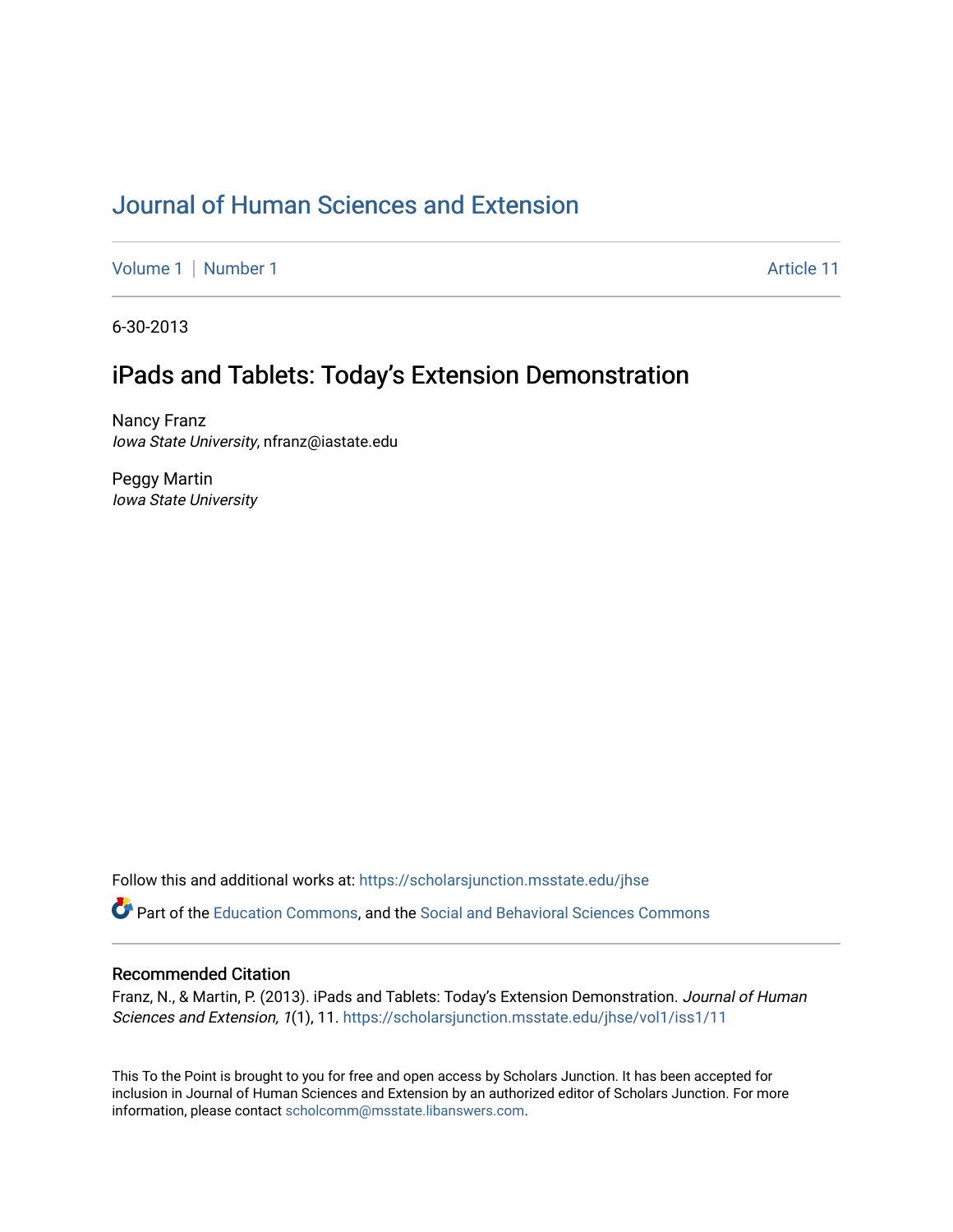# Journal of Human Sciences and Extension

Volume 1 | Number 1 — Article 11

6-30-2013

## iPads and Tablets: Today's Extension Demonstration

Nancy Franz
*Iowa State University*, nfranz@iastate.edu

Peggy Martin
*Iowa State University*

Follow this and additional works at: https://scholarsjunction.msstate.edu/jhse

Part of the Education Commons, and the Social and Behavioral Sciences Commons

### Recommended Citation

Franz, N., & Martin, P. (2013). iPads and Tablets: Today's Extension Demonstration. *Journal of Human Sciences and Extension, 1*(1), 11. https://scholarsjunction.msstate.edu/jhse/vol1/iss1/11

This To the Point is brought to you for free and open access by Scholars Junction. It has been accepted for inclusion in Journal of Human Sciences and Extension by an authorized editor of Scholars Junction. For more information, please contact scholcomm@msstate.libanswers.com.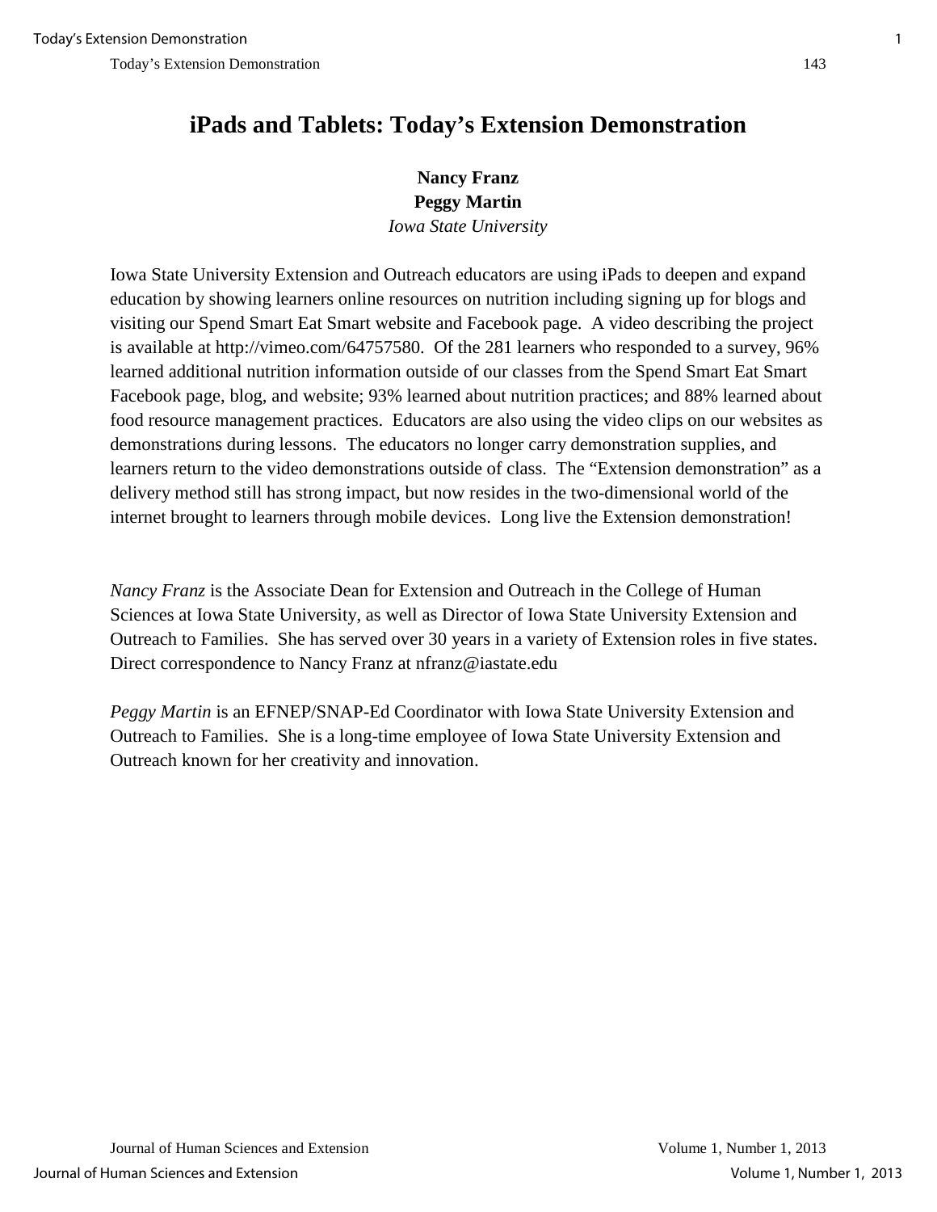# iPads and Tablets: Today's Extension Demonstration

**Nancy Franz**
**Peggy Martin**
*Iowa State University*

Iowa State University Extension and Outreach educators are using iPads to deepen and expand education by showing learners online resources on nutrition including signing up for blogs and visiting our Spend Smart Eat Smart website and Facebook page. A video describing the project is available at http://vimeo.com/64757580. Of the 281 learners who responded to a survey, 96% learned additional nutrition information outside of our classes from the Spend Smart Eat Smart Facebook page, blog, and website; 93% learned about nutrition practices; and 88% learned about food resource management practices. Educators are also using the video clips on our websites as demonstrations during lessons. The educators no longer carry demonstration supplies, and learners return to the video demonstrations outside of class. The "Extension demonstration" as a delivery method still has strong impact, but now resides in the two-dimensional world of the internet brought to learners through mobile devices. Long live the Extension demonstration!

*Nancy Franz* is the Associate Dean for Extension and Outreach in the College of Human Sciences at Iowa State University, as well as Director of Iowa State University Extension and Outreach to Families. She has served over 30 years in a variety of Extension roles in five states. Direct correspondence to Nancy Franz at nfranz@iastate.edu

*Peggy Martin* is an EFNEP/SNAP-Ed Coordinator with Iowa State University Extension and Outreach to Families. She is a long-time employee of Iowa State University Extension and Outreach known for her creativity and innovation.